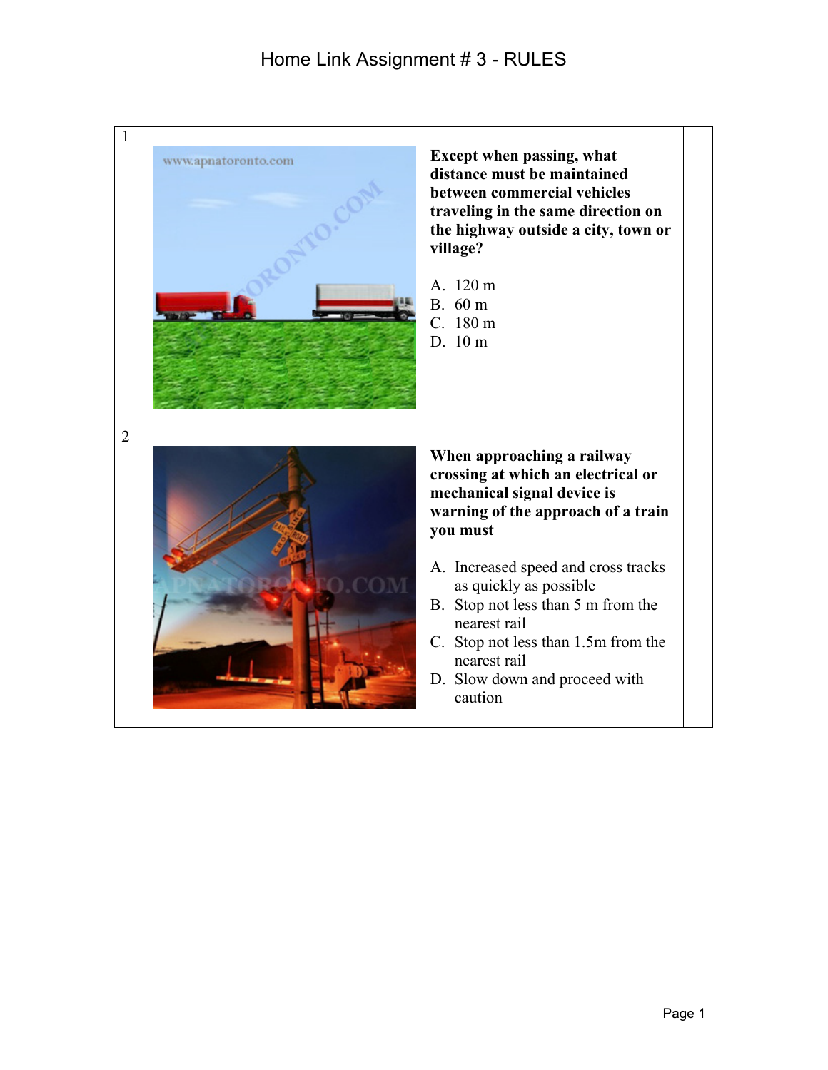# Home Link Assignment # 3 - RULES

| | | | |
|---|---|---|---|
| 1 | | **Except when passing, what distance must be maintained between commercial vehicles traveling in the same direction on the highway outside a city, town or village?**<br><br>A. 120 m<br>B. 60 m<br>C. 180 m<br>D. 10 m | |
| 2 | | **When approaching a railway crossing at which an electrical or mechanical signal device is warning of the approach of a train you must**<br><br>A. Increased speed and cross tracks as quickly as possible<br>B. Stop not less than 5 m from the nearest rail<br>C. Stop not less than 1.5m from the nearest rail<br>D. Slow down and proceed with caution | |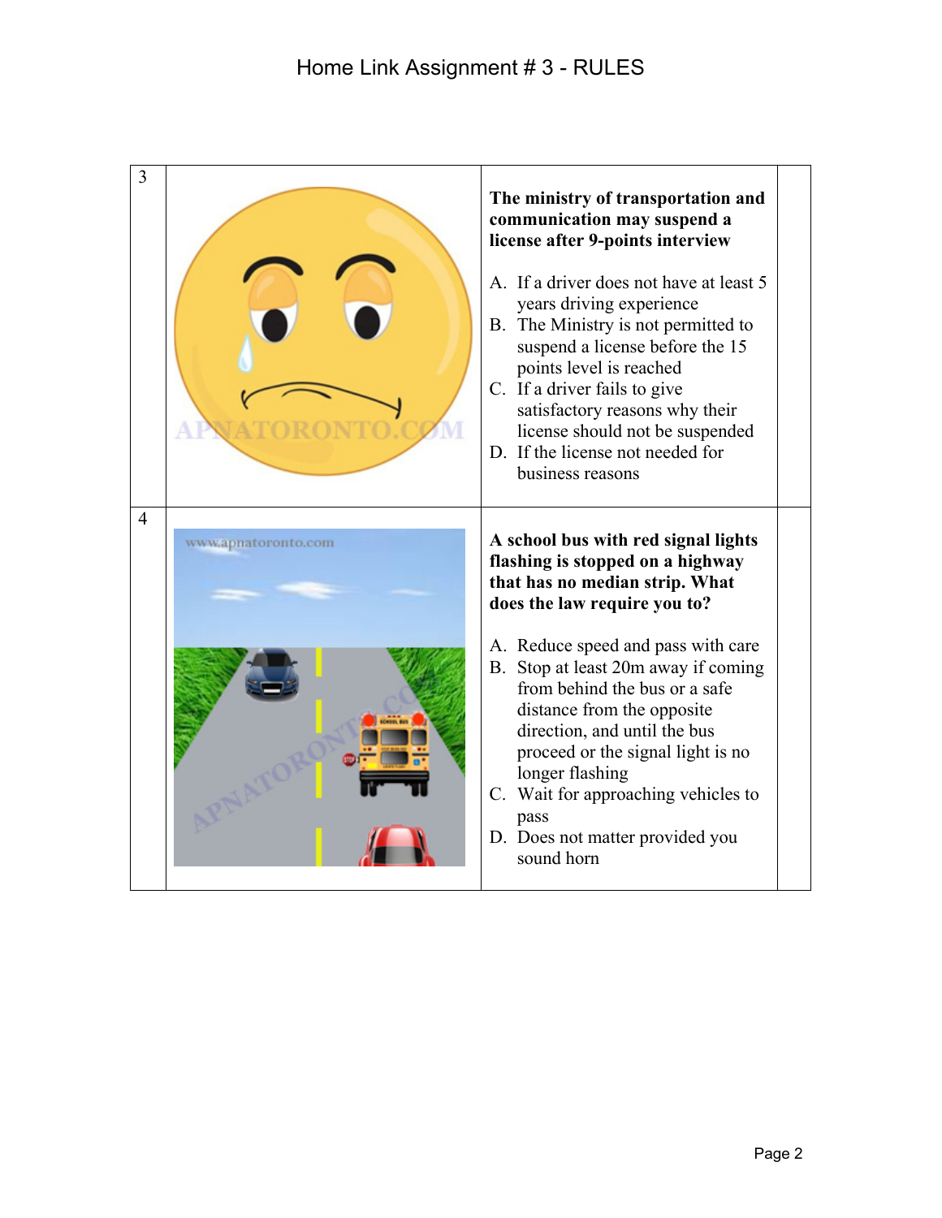# Home Link Assignment # 3 - RULES

| | | | |
|---|---|---|---|
| 3 | | **The ministry of transportation and communication may suspend a license after 9-points interview**<br><br>A. If a driver does not have at least 5 years driving experience<br>B. The Ministry is not permitted to suspend a license before the 15 points level is reached<br>C. If a driver fails to give satisfactory reasons why their license should not be suspended<br>D. If the license not needed for business reasons | |
| 4 | | **A school bus with red signal lights flashing is stopped on a highway that has no median strip. What does the law require you to?**<br><br>A. Reduce speed and pass with care<br>B. Stop at least 20m away if coming from behind the bus or a safe distance from the opposite direction, and until the bus proceed or the signal light is no longer flashing<br>C. Wait for approaching vehicles to pass<br>D. Does not matter provided you sound horn | |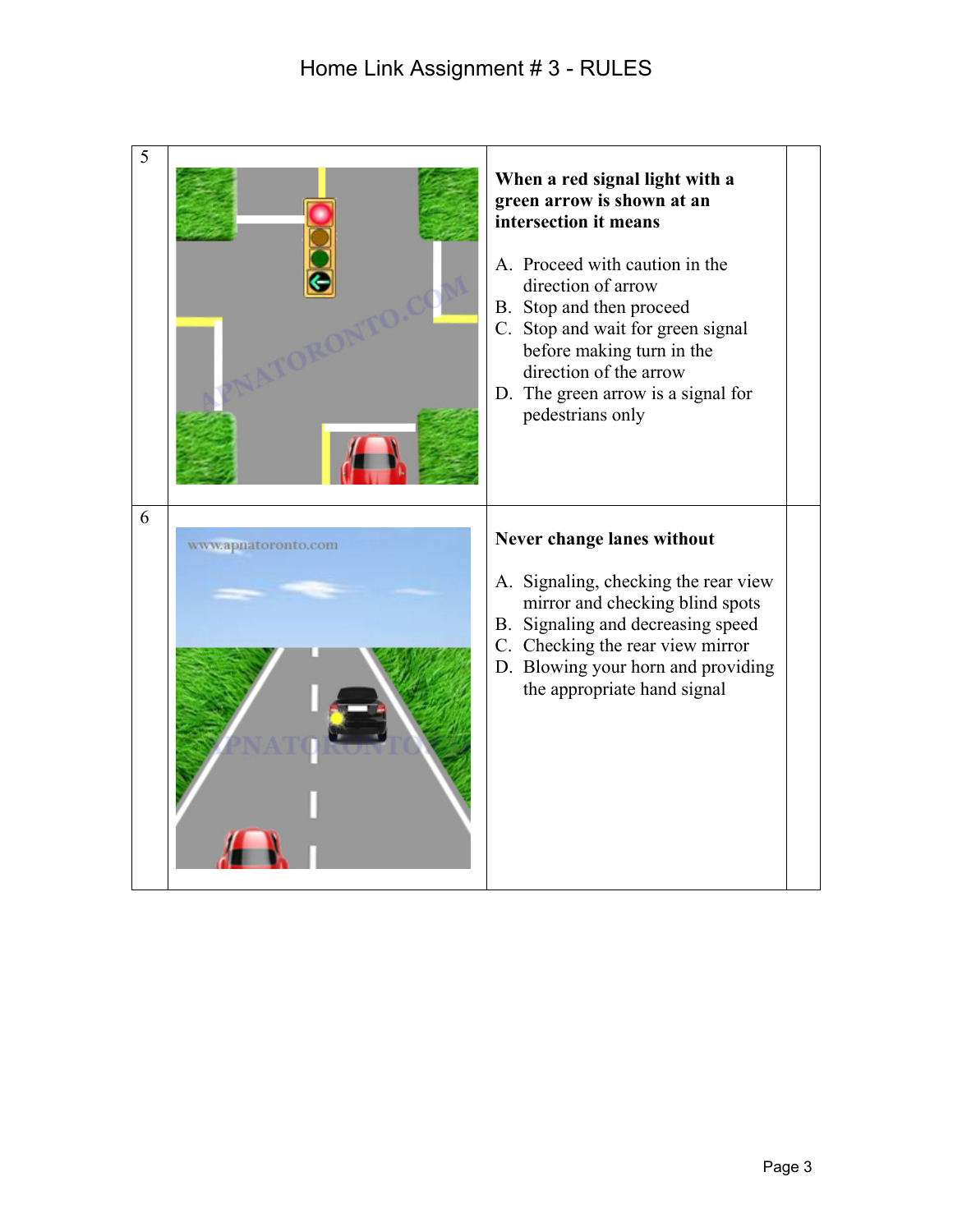# Home Link Assignment # 3 - RULES

| | | | |
|---|---|---|---|
| 5 | | **When a red signal light with a green arrow is shown at an intersection it means**<br><br>A. Proceed with caution in the direction of arrow<br>B. Stop and then proceed<br>C. Stop and wait for green signal before making turn in the direction of the arrow<br>D. The green arrow is a signal for pedestrians only | |
| 6 | | **Never change lanes without**<br><br>A. Signaling, checking the rear view mirror and checking blind spots<br>B. Signaling and decreasing speed<br>C. Checking the rear view mirror<br>D. Blowing your horn and providing the appropriate hand signal | |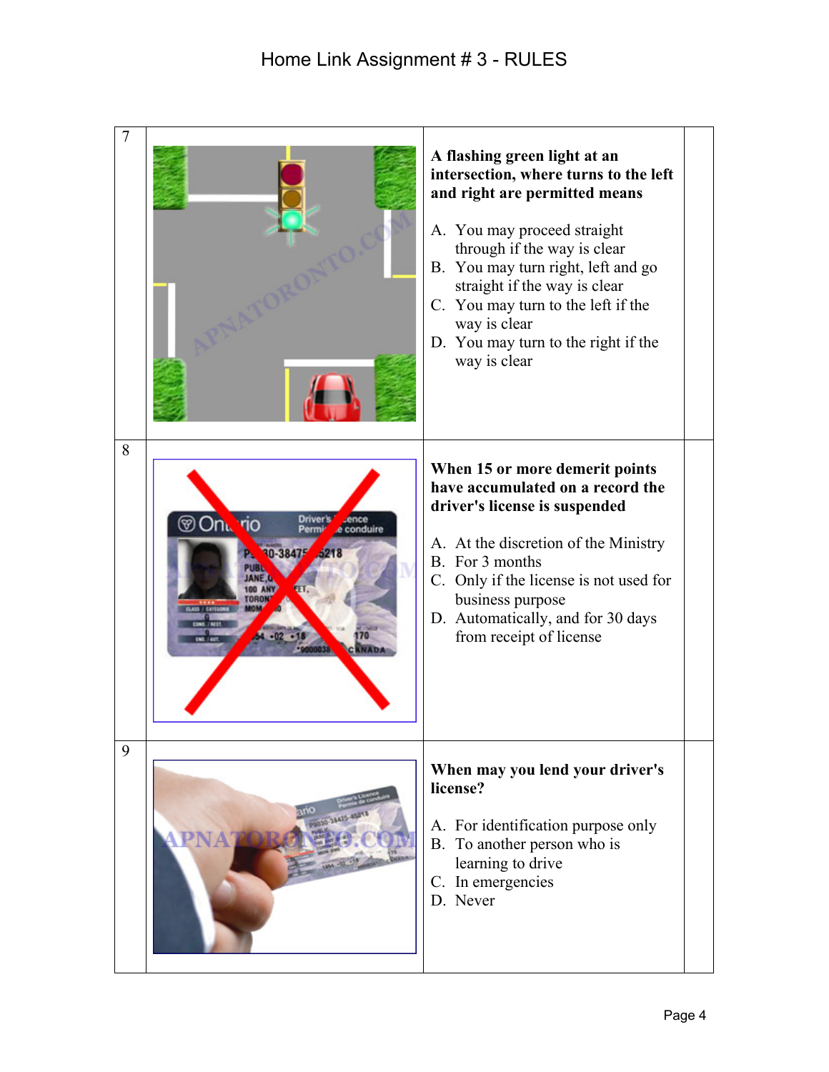# Home Link Assignment # 3 - RULES

| | | | |
|---|---|---|---|
| 7 | | **A flashing green light at an intersection, where turns to the left and right are permitted means**<br><br>A. You may proceed straight through if the way is clear<br>B. You may turn right, left and go straight if the way is clear<br>C. You may turn to the left if the way is clear<br>D. You may turn to the right if the way is clear | |
| 8 | | **When 15 or more demerit points have accumulated on a record the driver's license is suspended**<br><br>A. At the discretion of the Ministry<br>B. For 3 months<br>C. Only if the license is not used for business purpose<br>D. Automatically, and for 30 days from receipt of license | |
| 9 | | **When may you lend your driver's license?**<br><br>A. For identification purpose only<br>B. To another person who is learning to drive<br>C. In emergencies<br>D. Never | |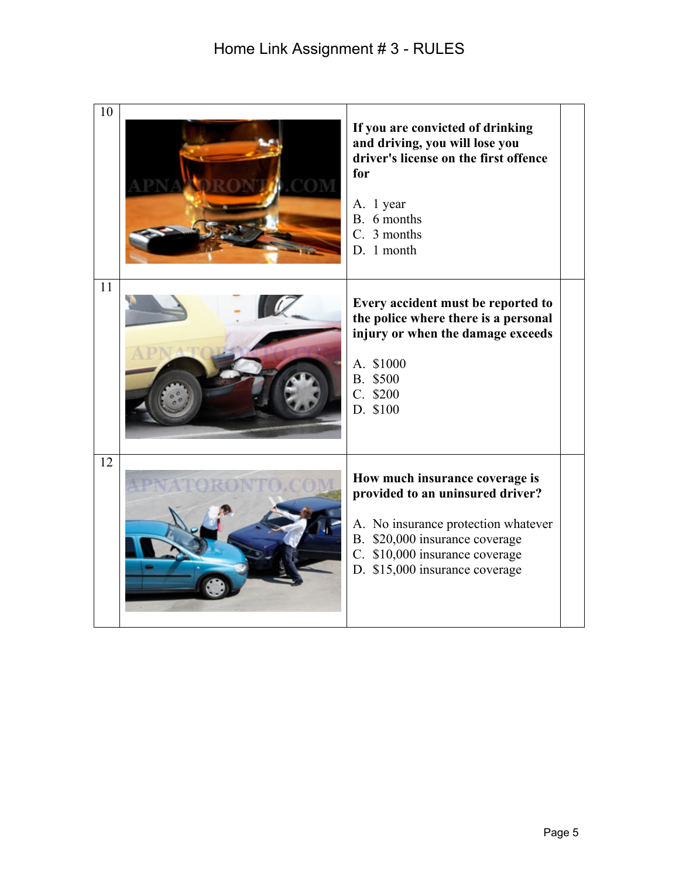# Home Link Assignment # 3 - RULES

| | | | |
|---|---|---|---|
| 10 | | **If you are convicted of drinking and driving, you will lose you driver's license on the first offence for**<br><br>A. 1 year<br>B. 6 months<br>C. 3 months<br>D. 1 month | |
| 11 | | **Every accident must be reported to the police where there is a personal injury or when the damage exceeds**<br><br>A. $1000<br>B. $500<br>C. $200<br>D. $100 | |
| 12 | | **How much insurance coverage is provided to an uninsured driver?**<br><br>A. No insurance protection whatever<br>B. $20,000 insurance coverage<br>C. $10,000 insurance coverage<br>D. $15,000 insurance coverage | |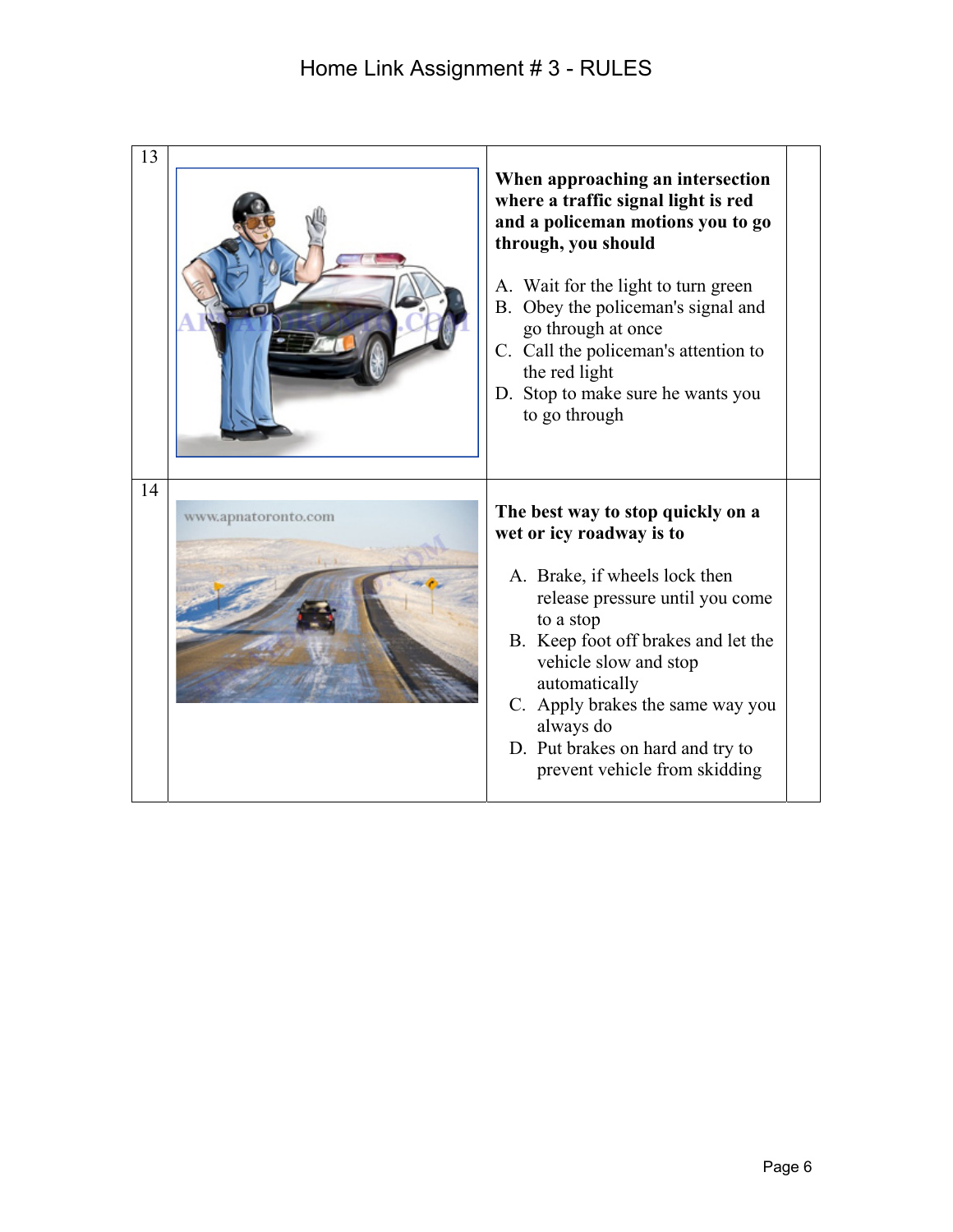# Home Link Assignment # 3 - RULES

| | | | |
|---|---|---|---|
| 13 | | **When approaching an intersection where a traffic signal light is red and a policeman motions you to go through, you should**<br><br>A. Wait for the light to turn green<br>B. Obey the policeman's signal and go through at once<br>C. Call the policeman's attention to the red light<br>D. Stop to make sure he wants you to go through | |
| 14 | | **The best way to stop quickly on a wet or icy roadway is to**<br><br>A. Brake, if wheels lock then release pressure until you come to a stop<br>B. Keep foot off brakes and let the vehicle slow and stop automatically<br>C. Apply brakes the same way you always do<br>D. Put brakes on hard and try to prevent vehicle from skidding | |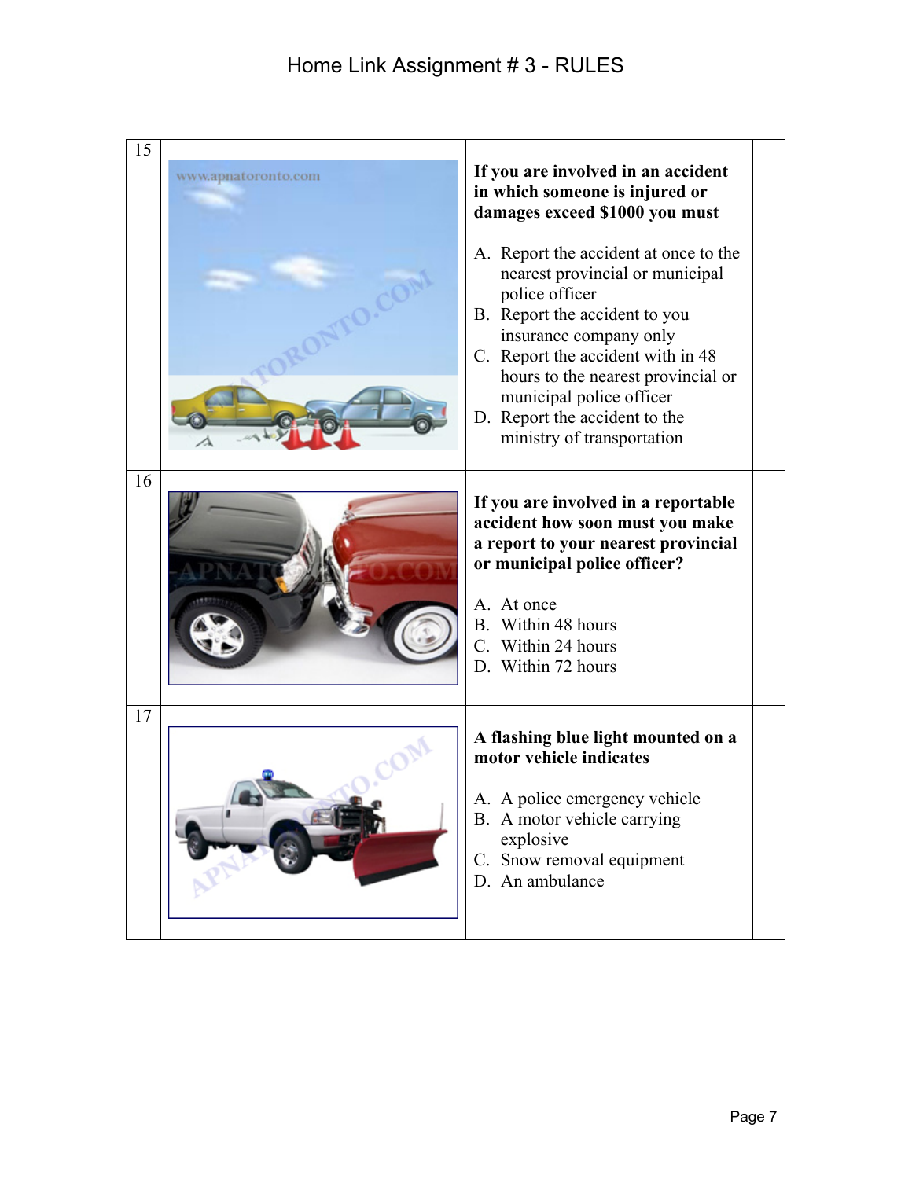# Home Link Assignment # 3 - RULES

| | | | |
|---|---|---|---|
| 15 | | **If you are involved in an accident in which someone is injured or damages exceed $1000 you must**<br><br>A. Report the accident at once to the nearest provincial or municipal police officer<br>B. Report the accident to you insurance company only<br>C. Report the accident with in 48 hours to the nearest provincial or municipal police officer<br>D. Report the accident to the ministry of transportation | |
| 16 | | **If you are involved in a reportable accident how soon must you make a report to your nearest provincial or municipal police officer?**<br><br>A. At once<br>B. Within 48 hours<br>C. Within 24 hours<br>D. Within 72 hours | |
| 17 | | **A flashing blue light mounted on a motor vehicle indicates**<br><br>A. A police emergency vehicle<br>B. A motor vehicle carrying explosive<br>C. Snow removal equipment<br>D. An ambulance | |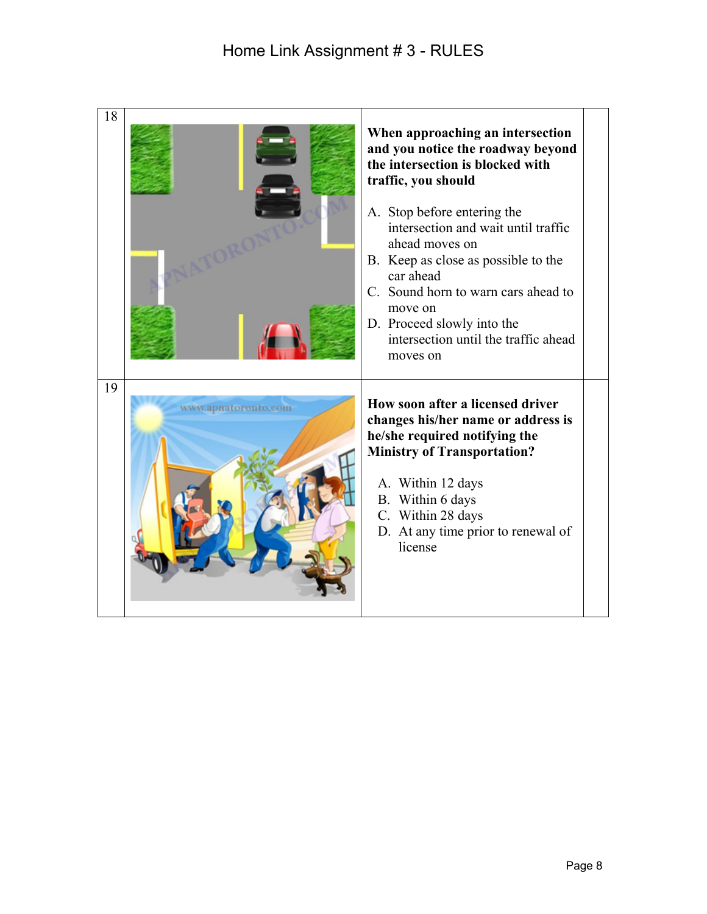# Home Link Assignment # 3 - RULES

| | | | |
|---|---|---|---|
| 18 | | **When approaching an intersection and you notice the roadway beyond the intersection is blocked with traffic, you should**<br><br>A. Stop before entering the intersection and wait until traffic ahead moves on<br>B. Keep as close as possible to the car ahead<br>C. Sound horn to warn cars ahead to move on<br>D. Proceed slowly into the intersection until the traffic ahead moves on | |
| 19 | | **How soon after a licensed driver changes his/her name or address is he/she required notifying the Ministry of Transportation?**<br><br>A. Within 12 days<br>B. Within 6 days<br>C. Within 28 days<br>D. At any time prior to renewal of license | |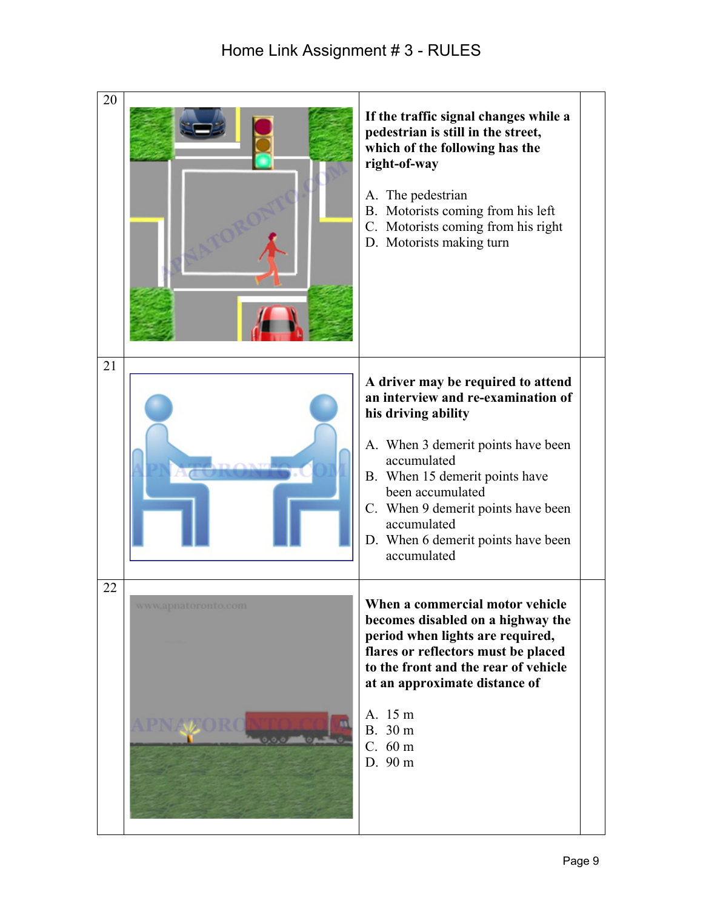# Home Link Assignment # 3 - RULES

| | | | |
|---|---|---|---|
| 20 | | **If the traffic signal changes while a pedestrian is still in the street, which of the following has the right-of-way**<br><br>A. The pedestrian<br>B. Motorists coming from his left<br>C. Motorists coming from his right<br>D. Motorists making turn | |
| 21 | | **A driver may be required to attend an interview and re-examination of his driving ability**<br><br>A. When 3 demerit points have been accumulated<br>B. When 15 demerit points have been accumulated<br>C. When 9 demerit points have been accumulated<br>D. When 6 demerit points have been accumulated | |
| 22 | | **When a commercial motor vehicle becomes disabled on a highway the period when lights are required, flares or reflectors must be placed to the front and the rear of vehicle at an approximate distance of**<br><br>A. 15 m<br>B. 30 m<br>C. 60 m<br>D. 90 m | |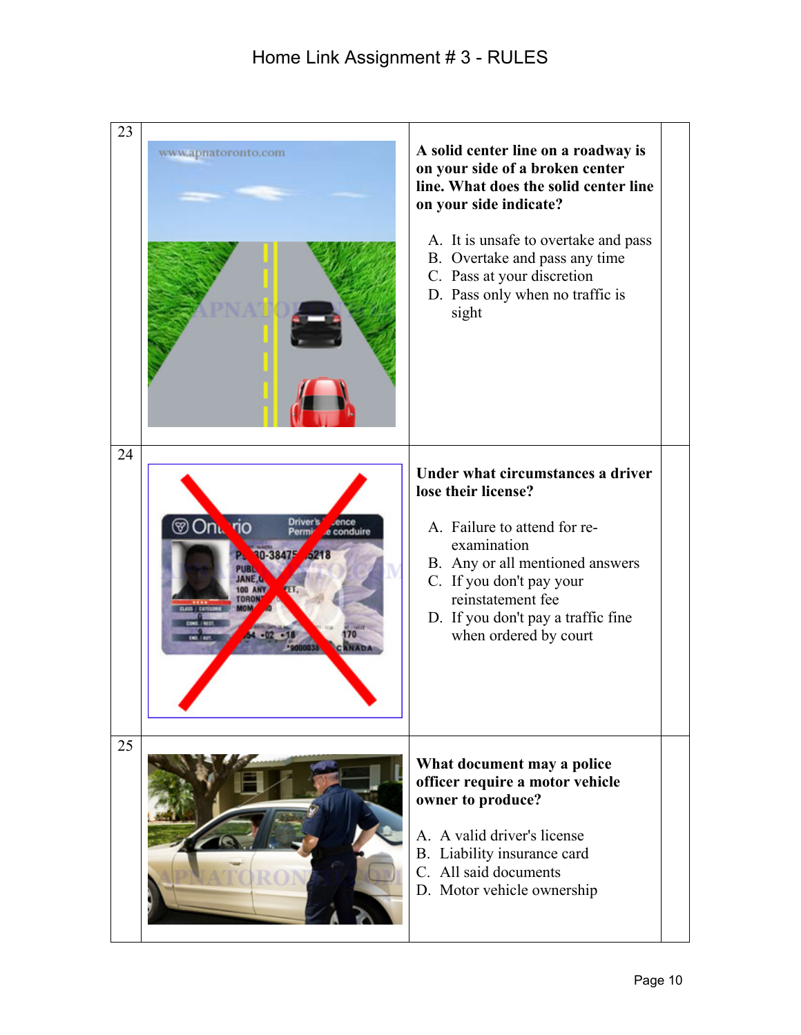# Home Link Assignment # 3 - RULES

| | | | |
|---|---|---|---|
| 23 | | **A solid center line on a roadway is on your side of a broken center line. What does the solid center line on your side indicate?**<br><br>A. It is unsafe to overtake and pass<br>B. Overtake and pass any time<br>C. Pass at your discretion<br>D. Pass only when no traffic is sight | |
| 24 | | **Under what circumstances a driver lose their license?**<br><br>A. Failure to attend for re-examination<br>B. Any or all mentioned answers<br>C. If you don't pay your reinstatement fee<br>D. If you don't pay a traffic fine when ordered by court | |
| 25 | | **What document may a police officer require a motor vehicle owner to produce?**<br><br>A. A valid driver's license<br>B. Liability insurance card<br>C. All said documents<br>D. Motor vehicle ownership | |